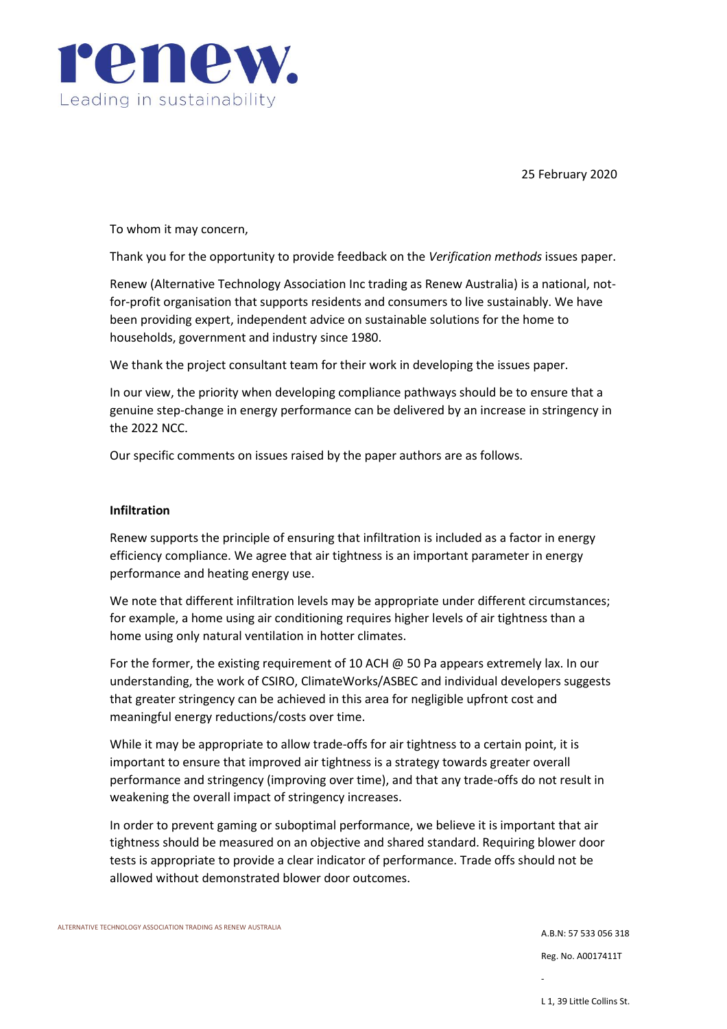renew.

Leading in sustainability

25 February 2020

To whom it may concern,

Thank you for the opportunity to provide feedback on the *Verification methods* issues paper.

Renew (Alternative Technology Association Inc trading as Renew Australia) is a national, not-for-profit organisation that supports residents and consumers to live sustainably. We have been providing expert, independent advice on sustainable solutions for the home to households, government and industry since 1980.

We thank the project consultant team for their work in developing the issues paper.

In our view, the priority when developing compliance pathways should be to ensure that a genuine step-change in energy performance can be delivered by an increase in stringency in the 2022 NCC.

Our specific comments on issues raised by the paper authors are as follows.

**Infiltration**

Renew supports the principle of ensuring that infiltration is included as a factor in energy efficiency compliance. We agree that air tightness is an important parameter in energy performance and heating energy use.

We note that different infiltration levels may be appropriate under different circumstances; for example, a home using air conditioning requires higher levels of air tightness than a home using only natural ventilation in hotter climates.

For the former, the existing requirement of 10 ACH @ 50 Pa appears extremely lax. In our understanding, the work of CSIRO, ClimateWorks/ASBEC and individual developers suggests that greater stringency can be achieved in this area for negligible upfront cost and meaningful energy reductions/costs over time.

While it may be appropriate to allow trade-offs for air tightness to a certain point, it is important to ensure that improved air tightness is a strategy towards greater overall performance and stringency (improving over time), and that any trade-offs do not result in weakening the overall impact of stringency increases.

In order to prevent gaming or suboptimal performance, we believe it is important that air tightness should be measured on an objective and shared standard. Requiring blower door tests is appropriate to provide a clear indicator of performance. Trade offs should not be allowed without demonstrated blower door outcomes.

ALTERNATIVE TECHNOLOGY ASSOCIATION TRADING AS RENEW AUSTRALIA

A.B.N: 57 533 056 318

Reg. No. A0017411T

L 1, 39 Little Collins St.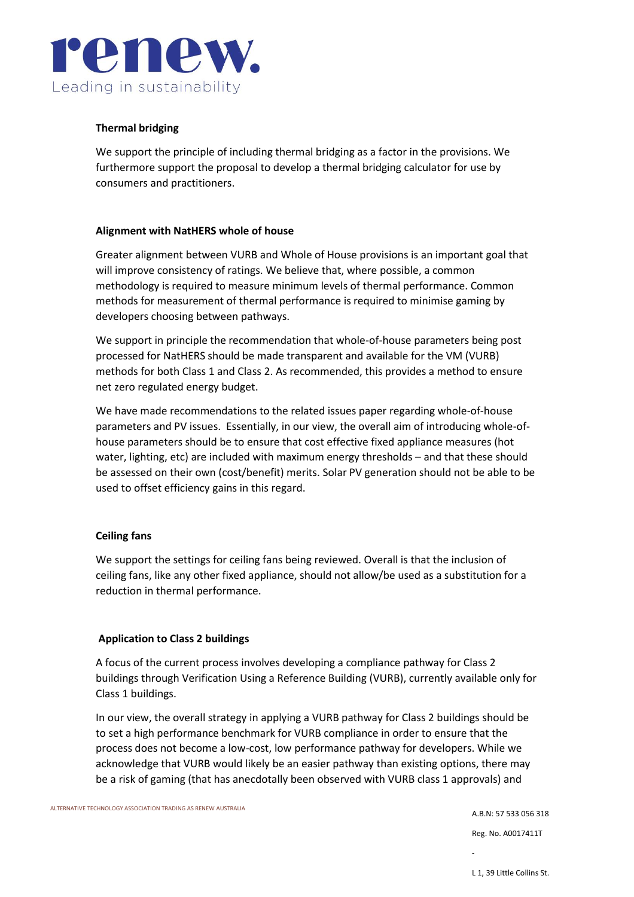### Thermal bridging

We support the principle of including thermal bridging as a factor in the provisions. We furthermore support the proposal to develop a thermal bridging calculator for use by consumers and practitioners.

### Alignment with NatHERS whole of house

Greater alignment between VURB and Whole of House provisions is an important goal that will improve consistency of ratings. We believe that, where possible, a common methodology is required to measure minimum levels of thermal performance. Common methods for measurement of thermal performance is required to minimise gaming by developers choosing between pathways.

We support in principle the recommendation that whole-of-house parameters being post processed for NatHERS should be made transparent and available for the VM (VURB) methods for both Class 1 and Class 2. As recommended, this provides a method to ensure net zero regulated energy budget.

We have made recommendations to the related issues paper regarding whole-of-house parameters and PV issues. Essentially, in our view, the overall aim of introducing whole-of-house parameters should be to ensure that cost effective fixed appliance measures (hot water, lighting, etc) are included with maximum energy thresholds – and that these should be assessed on their own (cost/benefit) merits. Solar PV generation should not be able to be used to offset efficiency gains in this regard.

### Ceiling fans

We support the settings for ceiling fans being reviewed. Overall is that the inclusion of ceiling fans, like any other fixed appliance, should not allow/be used as a substitution for a reduction in thermal performance.

### Application to Class 2 buildings

A focus of the current process involves developing a compliance pathway for Class 2 buildings through Verification Using a Reference Building (VURB), currently available only for Class 1 buildings.

In our view, the overall strategy in applying a VURB pathway for Class 2 buildings should be to set a high performance benchmark for VURB compliance in order to ensure that the process does not become a low-cost, low performance pathway for developers. While we acknowledge that VURB would likely be an easier pathway than existing options, there may be a risk of gaming (that has anecdotally been observed with VURB class 1 approvals) and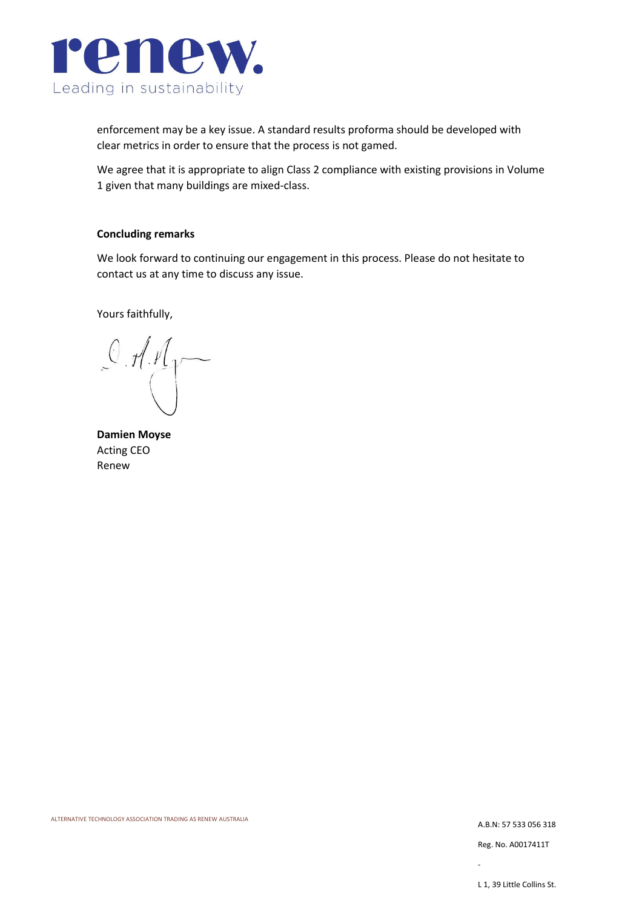enforcement may be a key issue. A standard results proforma should be developed with clear metrics in order to ensure that the process is not gamed.

We agree that it is appropriate to align Class 2 compliance with existing provisions in Volume 1 given that many buildings are mixed-class.

**Concluding remarks**

We look forward to continuing our engagement in this process. Please do not hesitate to contact us at any time to discuss any issue.

Yours faithfully,

**Damien Moyse**
Acting CEO
Renew

ALTERNATIVE TECHNOLOGY ASSOCIATION TRADING AS RENEW AUSTRALIA

A.B.N: 57 533 056 318

Reg. No. A0017411T

L 1, 39 Little Collins St.